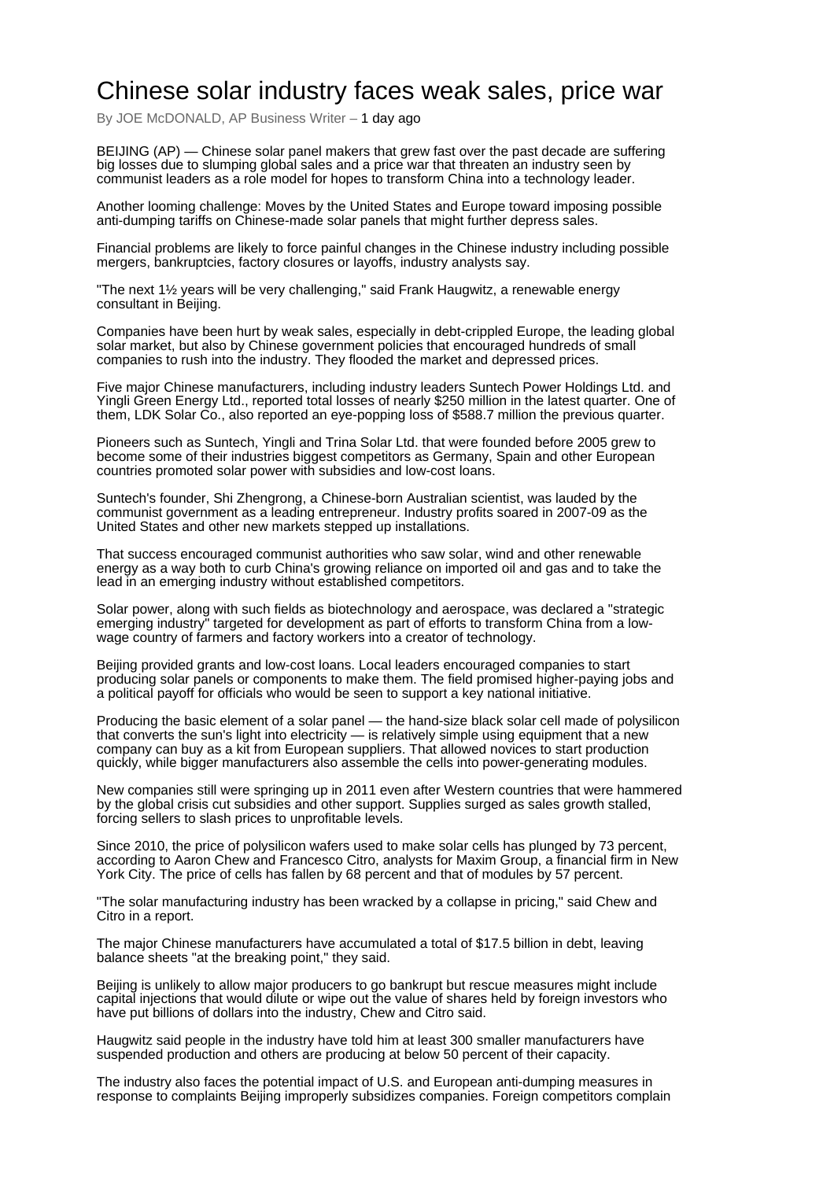# Chinese solar industry faces weak sales, price war

By JOE McDONALD, AP Business Writer – 1 day ago

BEIJING (AP) — Chinese solar panel makers that grew fast over the past decade are suffering big losses due to slumping global sales and a price war that threaten an industry seen by communist leaders as a role model for hopes to transform China into a technology leader.

Another looming challenge: Moves by the United States and Europe toward imposing possible anti-dumping tariffs on Chinese-made solar panels that might further depress sales.

Financial problems are likely to force painful changes in the Chinese industry including possible mergers, bankruptcies, factory closures or layoffs, industry analysts say.

"The next 1½ years will be very challenging," said Frank Haugwitz, a renewable energy consultant in Beijing.

Companies have been hurt by weak sales, especially in debt-crippled Europe, the leading global solar market, but also by Chinese government policies that encouraged hundreds of small companies to rush into the industry. They flooded the market and depressed prices.

Five major Chinese manufacturers, including industry leaders Suntech Power Holdings Ltd. and Yingli Green Energy Ltd., reported total losses of nearly $250 million in the latest quarter. One of them, LDK Solar Co., also reported an eye-popping loss of $588.7 million the previous quarter.

Pioneers such as Suntech, Yingli and Trina Solar Ltd. that were founded before 2005 grew to become some of their industries biggest competitors as Germany, Spain and other European countries promoted solar power with subsidies and low-cost loans.

Suntech's founder, Shi Zhengrong, a Chinese-born Australian scientist, was lauded by the communist government as a leading entrepreneur. Industry profits soared in 2007-09 as the United States and other new markets stepped up installations.

That success encouraged communist authorities who saw solar, wind and other renewable energy as a way both to curb China's growing reliance on imported oil and gas and to take the lead in an emerging industry without established competitors.

Solar power, along with such fields as biotechnology and aerospace, was declared a "strategic emerging industry" targeted for development as part of efforts to transform China from a low-wage country of farmers and factory workers into a creator of technology.

Beijing provided grants and low-cost loans. Local leaders encouraged companies to start producing solar panels or components to make them. The field promised higher-paying jobs and a political payoff for officials who would be seen to support a key national initiative.

Producing the basic element of a solar panel — the hand-size black solar cell made of polysilicon that converts the sun's light into electricity — is relatively simple using equipment that a new company can buy as a kit from European suppliers. That allowed novices to start production quickly, while bigger manufacturers also assemble the cells into power-generating modules.

New companies still were springing up in 2011 even after Western countries that were hammered by the global crisis cut subsidies and other support. Supplies surged as sales growth stalled, forcing sellers to slash prices to unprofitable levels.

Since 2010, the price of polysilicon wafers used to make solar cells has plunged by 73 percent, according to Aaron Chew and Francesco Citro, analysts for Maxim Group, a financial firm in New York City. The price of cells has fallen by 68 percent and that of modules by 57 percent.

"The solar manufacturing industry has been wracked by a collapse in pricing," said Chew and Citro in a report.

The major Chinese manufacturers have accumulated a total of $17.5 billion in debt, leaving balance sheets "at the breaking point," they said.

Beijing is unlikely to allow major producers to go bankrupt but rescue measures might include capital injections that would dilute or wipe out the value of shares held by foreign investors who have put billions of dollars into the industry, Chew and Citro said.

Haugwitz said people in the industry have told him at least 300 smaller manufacturers have suspended production and others are producing at below 50 percent of their capacity.

The industry also faces the potential impact of U.S. and European anti-dumping measures in response to complaints Beijing improperly subsidizes companies. Foreign competitors complain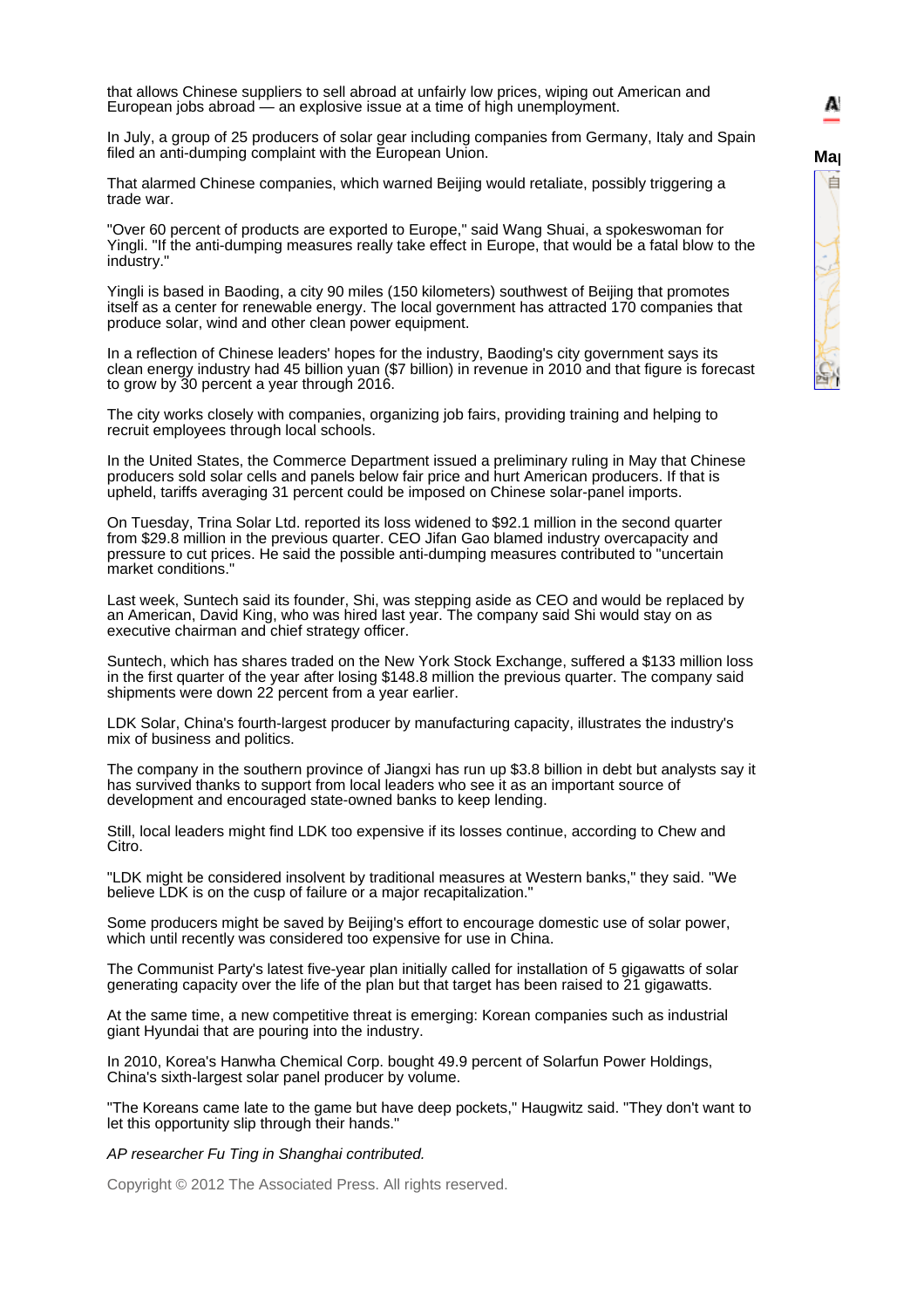that allows Chinese suppliers to sell abroad at unfairly low prices, wiping out American and European jobs abroad — an explosive issue at a time of high unemployment.

In July, a group of 25 producers of solar gear including companies from Germany, Italy and Spain filed an anti-dumping complaint with the European Union.

That alarmed Chinese companies, which warned Beijing would retaliate, possibly triggering a trade war.

"Over 60 percent of products are exported to Europe," said Wang Shuai, a spokeswoman for Yingli. "If the anti-dumping measures really take effect in Europe, that would be a fatal blow to the industry."

Yingli is based in Baoding, a city 90 miles (150 kilometers) southwest of Beijing that promotes itself as a center for renewable energy. The local government has attracted 170 companies that produce solar, wind and other clean power equipment.

In a reflection of Chinese leaders' hopes for the industry, Baoding's city government says its clean energy industry had 45 billion yuan ($7 billion) in revenue in 2010 and that figure is forecast to grow by 30 percent a year through 2016.

The city works closely with companies, organizing job fairs, providing training and helping to recruit employees through local schools.

In the United States, the Commerce Department issued a preliminary ruling in May that Chinese producers sold solar cells and panels below fair price and hurt American producers. If that is upheld, tariffs averaging 31 percent could be imposed on Chinese solar-panel imports.

On Tuesday, Trina Solar Ltd. reported its loss widened to $92.1 million in the second quarter from $29.8 million in the previous quarter. CEO Jifan Gao blamed industry overcapacity and pressure to cut prices. He said the possible anti-dumping measures contributed to "uncertain market conditions."

Last week, Suntech said its founder, Shi, was stepping aside as CEO and would be replaced by an American, David King, who was hired last year. The company said Shi would stay on as executive chairman and chief strategy officer.

Suntech, which has shares traded on the New York Stock Exchange, suffered a $133 million loss in the first quarter of the year after losing $148.8 million the previous quarter. The company said shipments were down 22 percent from a year earlier.

LDK Solar, China's fourth-largest producer by manufacturing capacity, illustrates the industry's mix of business and politics.

The company in the southern province of Jiangxi has run up $3.8 billion in debt but analysts say it has survived thanks to support from local leaders who see it as an important source of development and encouraged state-owned banks to keep lending.

Still, local leaders might find LDK too expensive if its losses continue, according to Chew and Citro.

"LDK might be considered insolvent by traditional measures at Western banks," they said. "We believe LDK is on the cusp of failure or a major recapitalization."

Some producers might be saved by Beijing's effort to encourage domestic use of solar power, which until recently was considered too expensive for use in China.

The Communist Party's latest five-year plan initially called for installation of 5 gigawatts of solar generating capacity over the life of the plan but that target has been raised to 21 gigawatts.

At the same time, a new competitive threat is emerging: Korean companies such as industrial giant Hyundai that are pouring into the industry.

In 2010, Korea's Hanwha Chemical Corp. bought 49.9 percent of Solarfun Power Holdings, China's sixth-largest solar panel producer by volume.

"The Koreans came late to the game but have deep pockets," Haugwitz said. "They don't want to let this opportunity slip through their hands."

*AP researcher Fu Ting in Shanghai contributed.*

Copyright © 2012 The Associated Press. All rights reserved.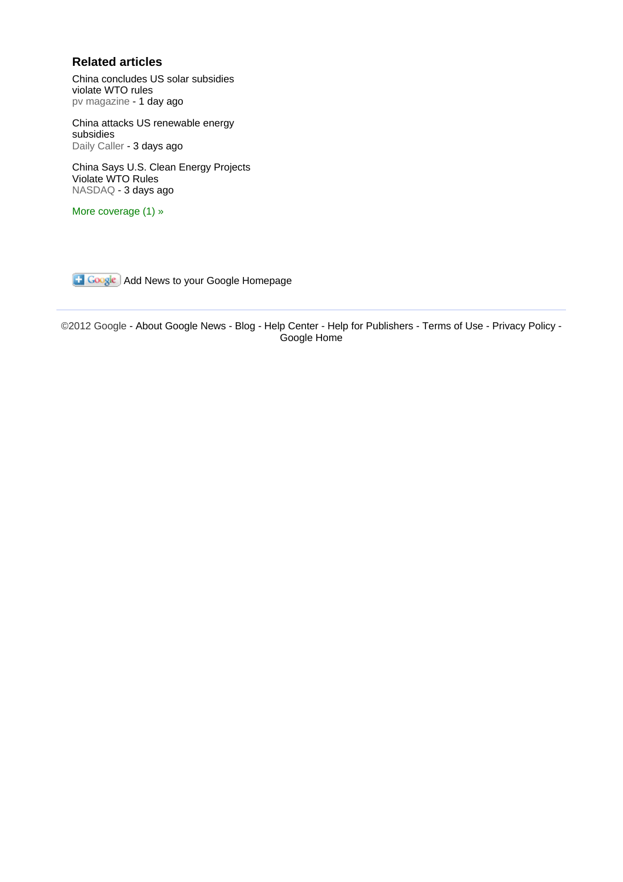## Related articles

China concludes US solar subsidies violate WTO rules
pv magazine - 1 day ago

China attacks US renewable energy subsidies
Daily Caller - 3 days ago

China Says U.S. Clean Energy Projects Violate WTO Rules
NASDAQ - 3 days ago

More coverage (1) »

Add News to your Google Homepage

©2012 Google - About Google News - Blog - Help Center - Help for Publishers - Terms of Use - Privacy Policy - Google Home